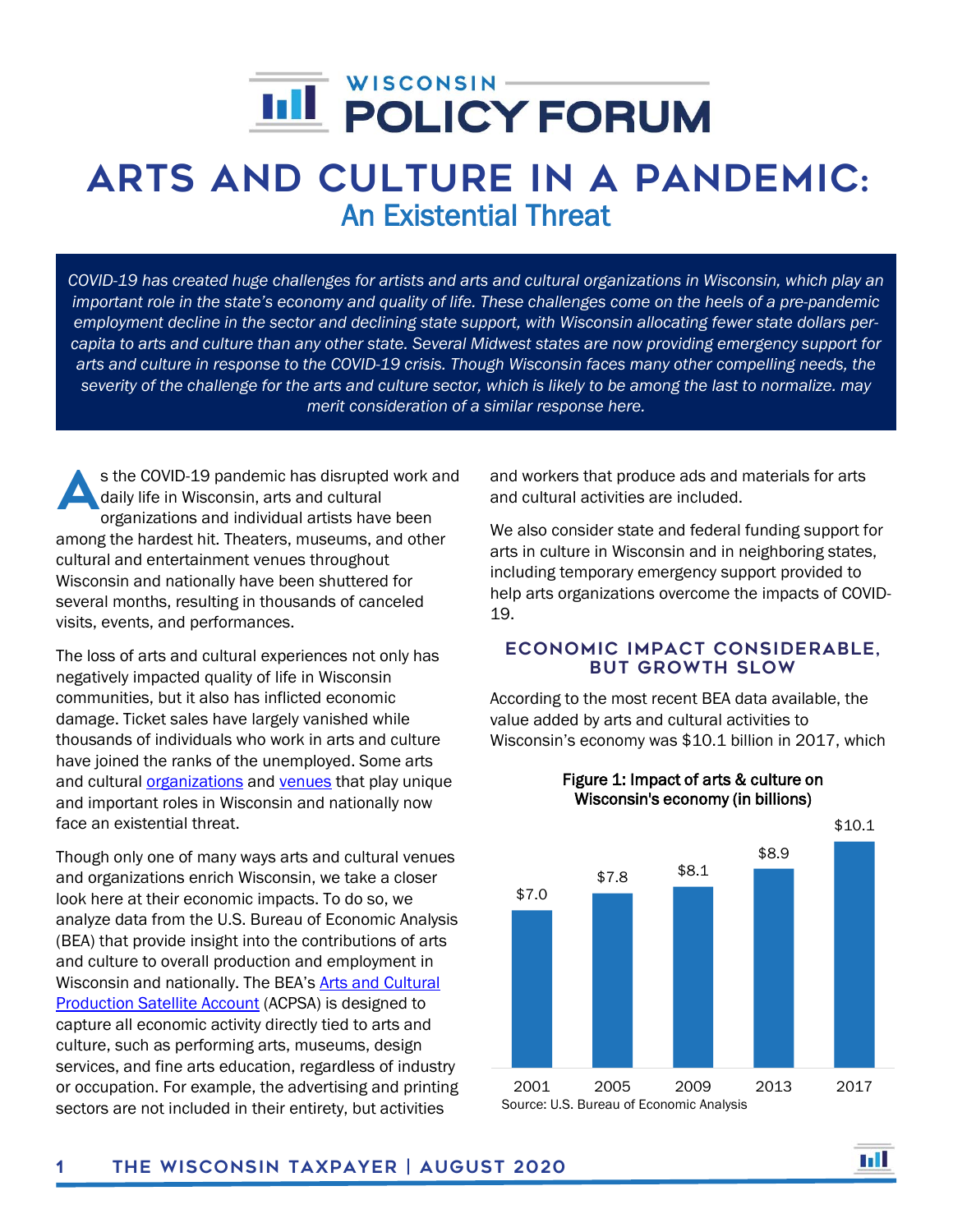# ARTS AND CULTURE IN A PANDEMIC:

## An Existential Threat

*COVID-19 has created huge challenges for artists and arts and cultural organizations in Wisconsin, which play an important role in the state's economy and quality of life. These challenges come on the heels of a pre-pandemic employment decline in the sector and declining state support, with Wisconsin allocating fewer state dollars per-capita to arts and culture than any other state. Several Midwest states are now providing emergency support for arts and culture in response to the COVID-19 crisis. Though Wisconsin faces many other compelling needs, the severity of the challenge for the arts and culture sector, which is likely to be among the last to normalize. may merit consideration of a similar response here.*

As the COVID-19 pandemic has disrupted work and daily life in Wisconsin, arts and cultural organizations and individual artists have been among the hardest hit. Theaters, museums, and other cultural and entertainment venues throughout Wisconsin and nationally have been shuttered for several months, resulting in thousands of canceled visits, events, and performances.

The loss of arts and cultural experiences not only has negatively impacted quality of life in Wisconsin communities, but it also has inflicted economic damage. Ticket sales have largely vanished while thousands of individuals who work in arts and culture have joined the ranks of the unemployed. Some arts and cultural organizations and venues that play unique and important roles in Wisconsin and nationally now face an existential threat.

Though only one of many ways arts and cultural venues and organizations enrich Wisconsin, we take a closer look here at their economic impacts. To do so, we analyze data from the U.S. Bureau of Economic Analysis (BEA) that provide insight into the contributions of arts and culture to overall production and employment in Wisconsin and nationally. The BEA's Arts and Cultural Production Satellite Account (ACPSA) is designed to capture all economic activity directly tied to arts and culture, such as performing arts, museums, design services, and fine arts education, regardless of industry or occupation. For example, the advertising and printing sectors are not included in their entirety, but activities and workers that produce ads and materials for arts and cultural activities are included.

We also consider state and federal funding support for arts in culture in Wisconsin and in neighboring states, including temporary emergency support provided to help arts organizations overcome the impacts of COVID-19.

### ECONOMIC IMPACT CONSIDERABLE, BUT GROWTH SLOW

According to the most recent BEA data available, the value added by arts and cultural activities to Wisconsin's economy was $10.1 billion in 2017, which

**Figure 1: Impact of arts & culture on Wisconsin's economy (in billions)**

| Year | Value |
|---|---|
| 2001 | $7.0 |
| 2005 | $7.8 |
| 2009 | $8.1 |
| 2013 | $8.9 |
| 2017 | $10.1 |

Source: U.S. Bureau of Economic Analysis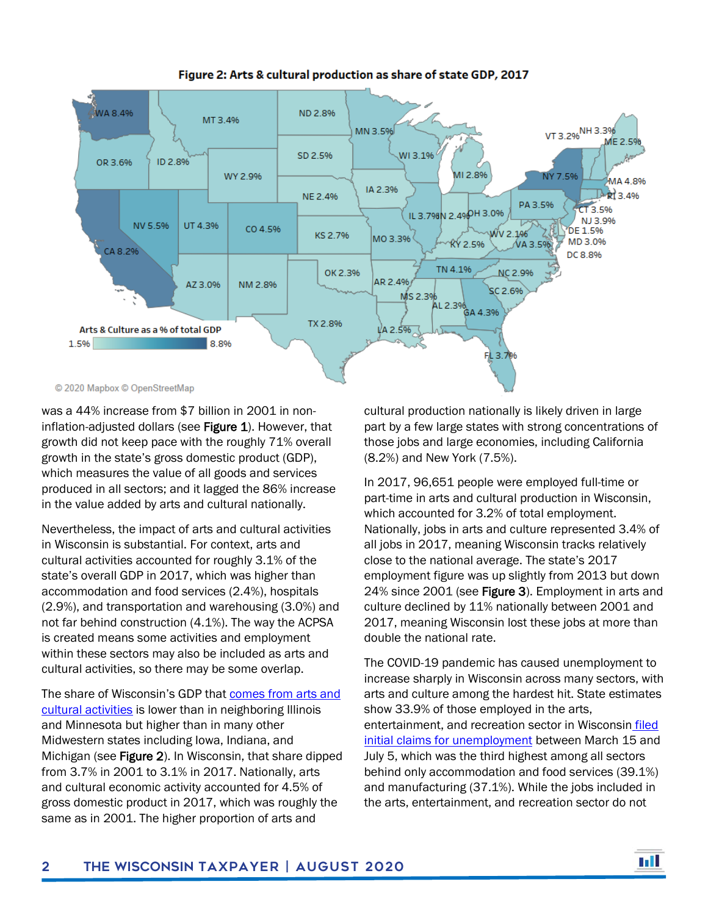**Figure 2: Arts & cultural production as share of state GDP, 2017**

was a 44% increase from $7 billion in 2001 in non-inflation-adjusted dollars (see **Figure 1**). However, that growth did not keep pace with the roughly 71% overall growth in the state's gross domestic product (GDP), which measures the value of all goods and services produced in all sectors; and it lagged the 86% increase in the value added by arts and cultural nationally.

Nevertheless, the impact of arts and cultural activities in Wisconsin is substantial. For context, arts and cultural activities accounted for roughly 3.1% of the state's overall GDP in 2017, which was higher than accommodation and food services (2.4%), hospitals (2.9%), and transportation and warehousing (3.0%) and not far behind construction (4.1%). The way the ACPSA is created means some activities and employment within these sectors may also be included as arts and cultural activities, so there may be some overlap.

The share of Wisconsin's GDP that comes from arts and cultural activities is lower than in neighboring Illinois and Minnesota but higher than in many other Midwestern states including Iowa, Indiana, and Michigan (see **Figure 2**). In Wisconsin, that share dipped from 3.7% in 2001 to 3.1% in 2017. Nationally, arts and cultural economic activity accounted for 4.5% of gross domestic product in 2017, which was roughly the same as in 2001. The higher proportion of arts and cultural production nationally is likely driven in large part by a few large states with strong concentrations of those jobs and large economies, including California (8.2%) and New York (7.5%).

In 2017, 96,651 people were employed full-time or part-time in arts and cultural production in Wisconsin, which accounted for 3.2% of total employment. Nationally, jobs in arts and culture represented 3.4% of all jobs in 2017, meaning Wisconsin tracks relatively close to the national average. The state's 2017 employment figure was up slightly from 2013 but down 24% since 2001 (see **Figure 3**). Employment in arts and culture declined by 11% nationally between 2001 and 2017, meaning Wisconsin lost these jobs at more than double the national rate.

The COVID-19 pandemic has caused unemployment to increase sharply in Wisconsin across many sectors, with arts and culture among the hardest hit. State estimates show 33.9% of those employed in the arts, entertainment, and recreation sector in Wisconsin filed initial claims for unemployment between March 15 and July 5, which was the third highest among all sectors behind only accommodation and food services (39.1%) and manufacturing (37.1%). While the jobs included in the arts, entertainment, and recreation sector do not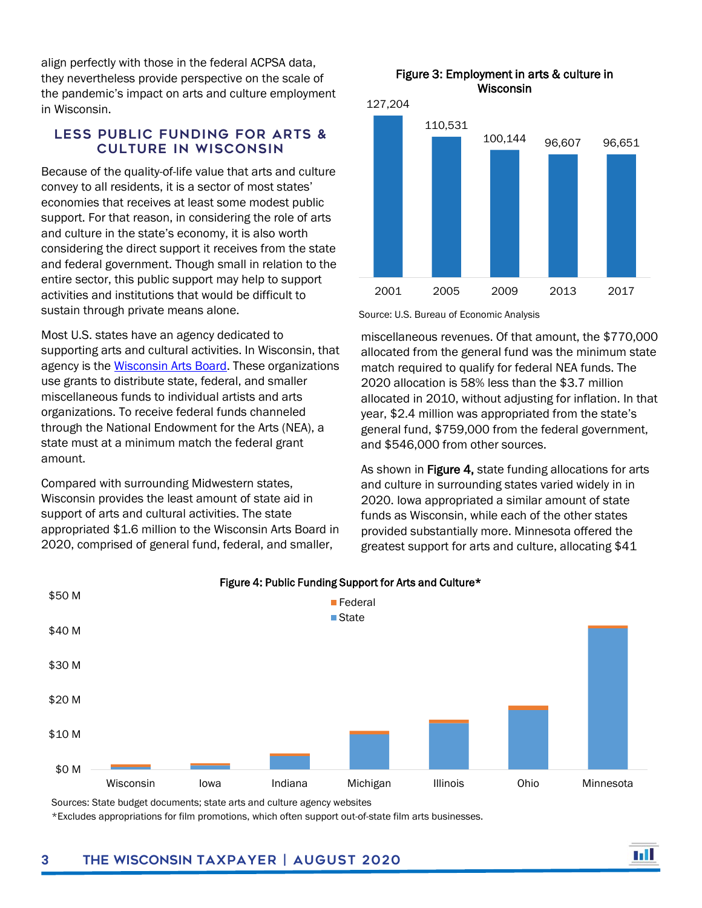align perfectly with those in the federal ACPSA data, they nevertheless provide perspective on the scale of the pandemic's impact on arts and culture employment in Wisconsin.

## LESS PUBLIC FUNDING FOR ARTS & CULTURE IN WISCONSIN

Because of the quality-of-life value that arts and culture convey to all residents, it is a sector of most states' economies that receives at least some modest public support. For that reason, in considering the role of arts and culture in the state's economy, it is also worth considering the direct support it receives from the state and federal government. Though small in relation to the entire sector, this public support may help to support activities and institutions that would be difficult to sustain through private means alone.

Most U.S. states have an agency dedicated to supporting arts and cultural activities. In Wisconsin, that agency is the Wisconsin Arts Board. These organizations use grants to distribute state, federal, and smaller miscellaneous funds to individual artists and arts organizations. To receive federal funds channeled through the National Endowment for the Arts (NEA), a state must at a minimum match the federal grant amount.

Compared with surrounding Midwestern states, Wisconsin provides the least amount of state aid in support of arts and cultural activities. The state appropriated $1.6 million to the Wisconsin Arts Board in 2020, comprised of general fund, federal, and smaller, miscellaneous revenues. Of that amount, the $770,000 allocated from the general fund was the minimum state match required to qualify for federal NEA funds. The 2020 allocation is 58% less than the $3.7 million allocated in 2010, without adjusting for inflation. In that year, $2.4 million was appropriated from the state's general fund, $759,000 from the federal government, and $546,000 from other sources.

**Figure 3: Employment in arts & culture in Wisconsin**

| Year | Employment |
|---|---|
| 2001 | 127,204 |
| 2005 | 110,531 |
| 2009 | 100,144 |
| 2013 | 96,607 |
| 2017 | 96,651 |

Source: U.S. Bureau of Economic Analysis

As shown in **Figure 4,** state funding allocations for arts and culture in surrounding states varied widely in in 2020. Iowa appropriated a similar amount of state funds as Wisconsin, while each of the other states provided substantially more. Minnesota offered the greatest support for arts and culture, allocating $41

**Figure 4: Public Funding Support for Arts and Culture***

(Stacked bar chart, Federal and State funding, $0 M–$50 M: Wisconsin, Iowa, Indiana, Michigan, Illinois, Ohio, Minnesota)

Sources: State budget documents; state arts and culture agency websites

*Excludes appropriations for film promotions, which often support out-of-state film arts businesses.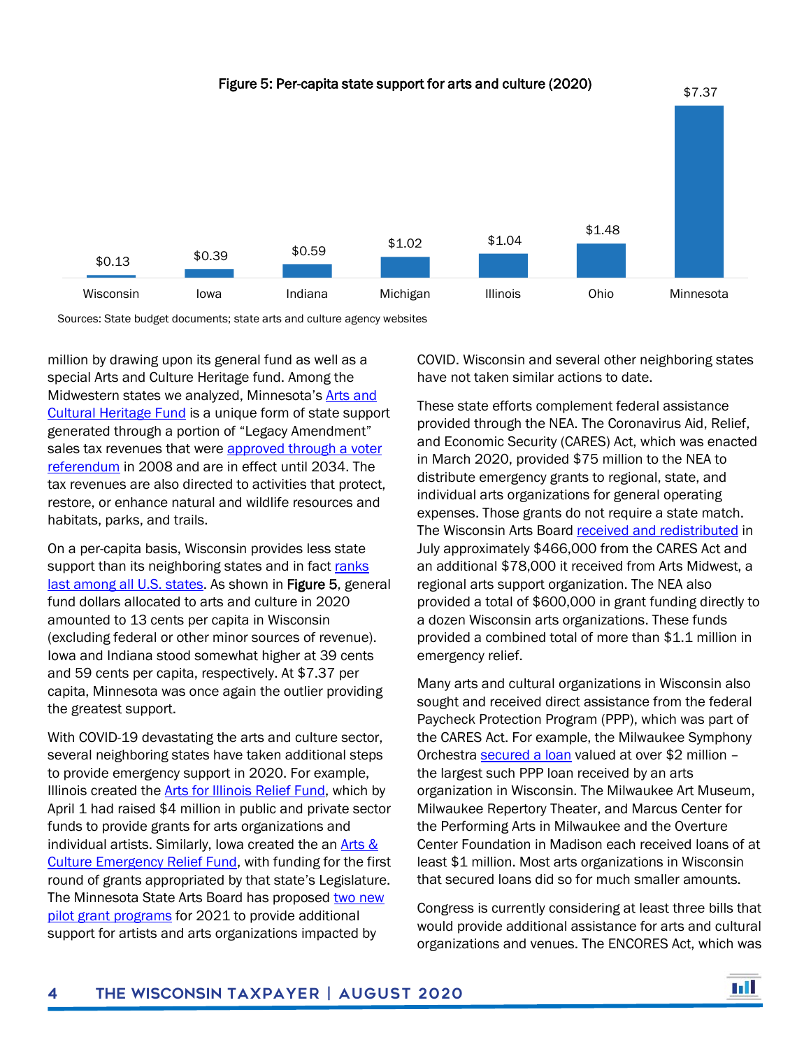**Figure 5: Per-capita state support for arts and culture (2020)**

| State | Per-capita support |
|---|---|
| Wisconsin | $0.13 |
| Iowa | $0.39 |
| Indiana | $0.59 |
| Michigan | $1.02 |
| Illinois | $1.04 |
| Ohio | $1.48 |
| Minnesota | $7.37 |

Sources: State budget documents; state arts and culture agency websites

million by drawing upon its general fund as well as a special Arts and Culture Heritage fund. Among the Midwestern states we analyzed, Minnesota's Arts and Cultural Heritage Fund is a unique form of state support generated through a portion of "Legacy Amendment" sales tax revenues that were approved through a voter referendum in 2008 and are in effect until 2034. The tax revenues are also directed to activities that protect, restore, or enhance natural and wildlife resources and habitats, parks, and trails.

On a per-capita basis, Wisconsin provides less state support than its neighboring states and in fact ranks last among all U.S. states. As shown in **Figure 5**, general fund dollars allocated to arts and culture in 2020 amounted to 13 cents per capita in Wisconsin (excluding federal or other minor sources of revenue). Iowa and Indiana stood somewhat higher at 39 cents and 59 cents per capita, respectively. At $7.37 per capita, Minnesota was once again the outlier providing the greatest support.

With COVID-19 devastating the arts and culture sector, several neighboring states have taken additional steps to provide emergency support in 2020. For example, Illinois created the Arts for Illinois Relief Fund, which by April 1 had raised $4 million in public and private sector funds to provide grants for arts organizations and individual artists. Similarly, Iowa created the an Arts & Culture Emergency Relief Fund, with funding for the first round of grants appropriated by that state's Legislature. The Minnesota State Arts Board has proposed two new pilot grant programs for 2021 to provide additional support for artists and arts organizations impacted by COVID. Wisconsin and several other neighboring states have not taken similar actions to date.

These state efforts complement federal assistance provided through the NEA. The Coronavirus Aid, Relief, and Economic Security (CARES) Act, which was enacted in March 2020, provided $75 million to the NEA to distribute emergency grants to regional, state, and individual arts organizations for general operating expenses. Those grants do not require a state match. The Wisconsin Arts Board received and redistributed in July approximately $466,000 from the CARES Act and an additional $78,000 it received from Arts Midwest, a regional arts support organization. The NEA also provided a total of $600,000 in grant funding directly to a dozen Wisconsin arts organizations. These funds provided a combined total of more than $1.1 million in emergency relief.

Many arts and cultural organizations in Wisconsin also sought and received direct assistance from the federal Paycheck Protection Program (PPP), which was part of the CARES Act. For example, the Milwaukee Symphony Orchestra secured a loan valued at over $2 million – the largest such PPP loan received by an arts organization in Wisconsin. The Milwaukee Art Museum, Milwaukee Repertory Theater, and Marcus Center for the Performing Arts in Milwaukee and the Overture Center Foundation in Madison each received loans of at least $1 million. Most arts organizations in Wisconsin that secured loans did so for much smaller amounts.

Congress is currently considering at least three bills that would provide additional assistance for arts and cultural organizations and venues. The ENCORES Act, which was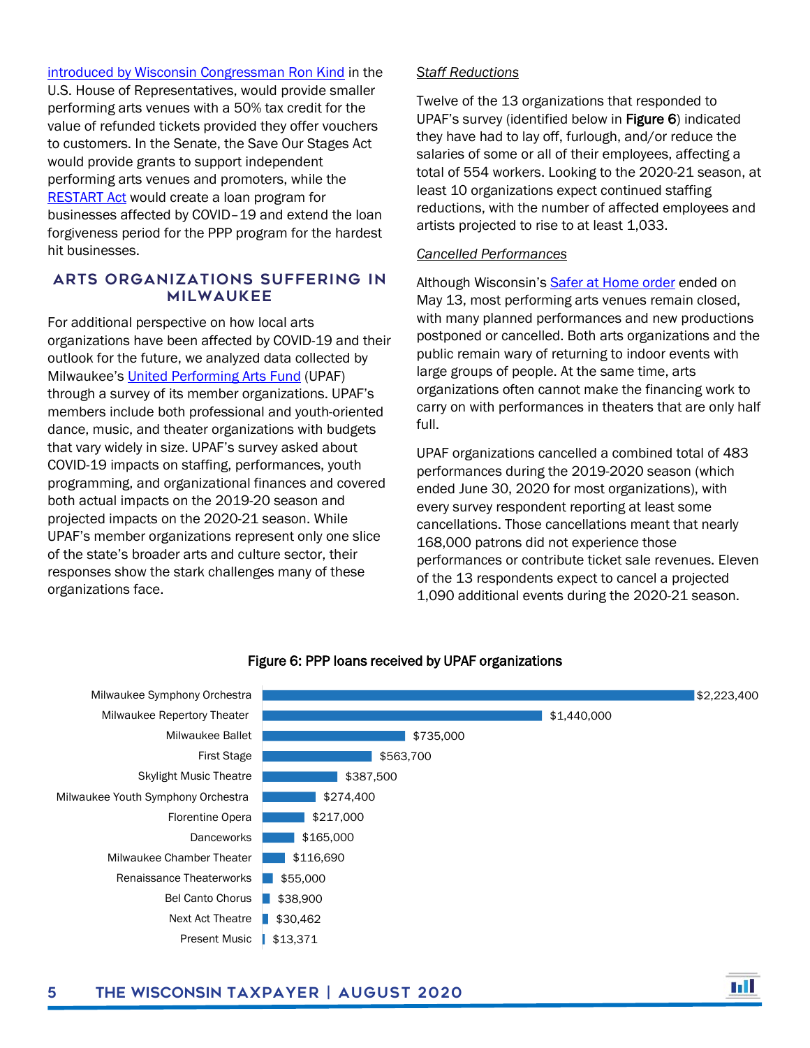introduced by Wisconsin Congressman Ron Kind in the U.S. House of Representatives, would provide smaller performing arts venues with a 50% tax credit for the value of refunded tickets provided they offer vouchers to customers. In the Senate, the Save Our Stages Act would provide grants to support independent performing arts venues and promoters, while the RESTART Act would create a loan program for businesses affected by COVID–19 and extend the loan forgiveness period for the PPP program for the hardest hit businesses.

## ARTS ORGANIZATIONS SUFFERING IN MILWAUKEE

For additional perspective on how local arts organizations have been affected by COVID-19 and their outlook for the future, we analyzed data collected by Milwaukee's United Performing Arts Fund (UPAF) through a survey of its member organizations. UPAF's members include both professional and youth-oriented dance, music, and theater organizations with budgets that vary widely in size. UPAF's survey asked about COVID-19 impacts on staffing, performances, youth programming, and organizational finances and covered both actual impacts on the 2019-20 season and projected impacts on the 2020-21 season. While UPAF's member organizations represent only one slice of the state's broader arts and culture sector, their responses show the stark challenges many of these organizations face.

### *Staff Reductions*

Twelve of the 13 organizations that responded to UPAF's survey (identified below in **Figure 6**) indicated they have had to lay off, furlough, and/or reduce the salaries of some or all of their employees, affecting a total of 554 workers. Looking to the 2020-21 season, at least 10 organizations expect continued staffing reductions, with the number of affected employees and artists projected to rise to at least 1,033.

### *Cancelled Performances*

Although Wisconsin's Safer at Home order ended on May 13, most performing arts venues remain closed, with many planned performances and new productions postponed or cancelled. Both arts organizations and the public remain wary of returning to indoor events with large groups of people. At the same time, arts organizations often cannot make the financing work to carry on with performances in theaters that are only half full.

UPAF organizations cancelled a combined total of 483 performances during the 2019-2020 season (which ended June 30, 2020 for most organizations), with every survey respondent reporting at least some cancellations. Those cancellations meant that nearly 168,000 patrons did not experience those performances or contribute ticket sale revenues. Eleven of the 13 respondents expect to cancel a projected 1,090 additional events during the 2020-21 season.

**Figure 6: PPP loans received by UPAF organizations**

| Organization | PPP Loan |
|---|---|
| Milwaukee Symphony Orchestra | $2,223,400 |
| Milwaukee Repertory Theater | $1,440,000 |
| Milwaukee Ballet | $735,000 |
| First Stage | $563,700 |
| Skylight Music Theatre | $387,500 |
| Milwaukee Youth Symphony Orchestra | $274,400 |
| Florentine Opera | $217,000 |
| Danceworks | $165,000 |
| Milwaukee Chamber Theater | $116,690 |
| Renaissance Theaterworks | $55,000 |
| Bel Canto Chorus | $38,900 |
| Next Act Theatre | $30,462 |
| Present Music | $13,371 |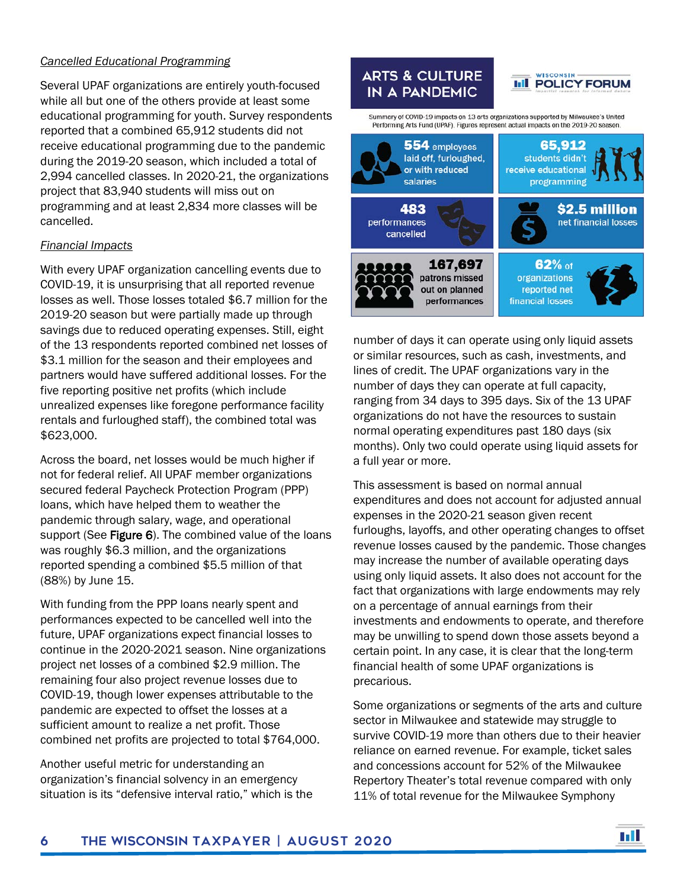*Cancelled Educational Programming*

Several UPAF organizations are entirely youth-focused while all but one of the others provide at least some educational programming for youth. Survey respondents reported that a combined 65,912 students did not receive educational programming due to the pandemic during the 2019-20 season, which included a total of 2,994 cancelled classes. In 2020-21, the organizations project that 83,940 students will miss out on programming and at least 2,834 more classes will be cancelled.

*Financial Impacts*

With every UPAF organization cancelling events due to COVID-19, it is unsurprising that all reported revenue losses as well. Those losses totaled $6.7 million for the 2019-20 season but were partially made up through savings due to reduced operating expenses. Still, eight of the 13 respondents reported combined net losses of $3.1 million for the season and their employees and partners would have suffered additional losses. For the five reporting positive net profits (which include unrealized expenses like foregone performance facility rentals and furloughed staff), the combined total was $623,000.

Across the board, net losses would be much higher if not for federal relief. All UPAF member organizations secured federal Paycheck Protection Program (PPP) loans, which have helped them to weather the pandemic through salary, wage, and operational support (See **Figure 6**). The combined value of the loans was roughly $6.3 million, and the organizations reported spending a combined $5.5 million of that (88%) by June 15.

With funding from the PPP loans nearly spent and performances expected to be cancelled well into the future, UPAF organizations expect financial losses to continue in the 2020-2021 season. Nine organizations project net losses of a combined $2.9 million. The remaining four also project revenue losses due to COVID-19, though lower expenses attributable to the pandemic are expected to offset the losses at a sufficient amount to realize a net profit. Those combined net profits are projected to total $764,000.

Another useful metric for understanding an organization's financial solvency in an emergency situation is its "defensive interval ratio," which is the number of days it can operate using only liquid assets or similar resources, such as cash, investments, and lines of credit. The UPAF organizations vary in the number of days they can operate at full capacity, ranging from 34 days to 395 days. Six of the 13 UPAF organizations do not have the resources to sustain normal operating expenditures past 180 days (six months). Only two could operate using liquid assets for a full year or more.

**ARTS & CULTURE IN A PANDEMIC**

Summary of COVID-19 impacts on 13 arts organizations supported by Milwaukee's United Performing Arts Fund (UPAF). Figures represent actual impacts on the 2019-20 season.

- **554** employees laid off, furloughed, or with reduced salaries
- **65,912** students didn't receive educational programming
- **483** performances cancelled
- **$2.5 million** net financial losses
- **167,697** patrons missed out on planned performances
- **62%** of organizations reported net financial losses

This assessment is based on normal annual expenditures and does not account for adjusted annual expenses in the 2020-21 season given recent furloughs, layoffs, and other operating changes to offset revenue losses caused by the pandemic. Those changes may increase the number of available operating days using only liquid assets. It also does not account for the fact that organizations with large endowments may rely on a percentage of annual earnings from their investments and endowments to operate, and therefore may be unwilling to spend down those assets beyond a certain point. In any case, it is clear that the long-term financial health of some UPAF organizations is precarious.

Some organizations or segments of the arts and culture sector in Milwaukee and statewide may struggle to survive COVID-19 more than others due to their heavier reliance on earned revenue. For example, ticket sales and concessions account for 52% of the Milwaukee Repertory Theater's total revenue compared with only 11% of total revenue for the Milwaukee Symphony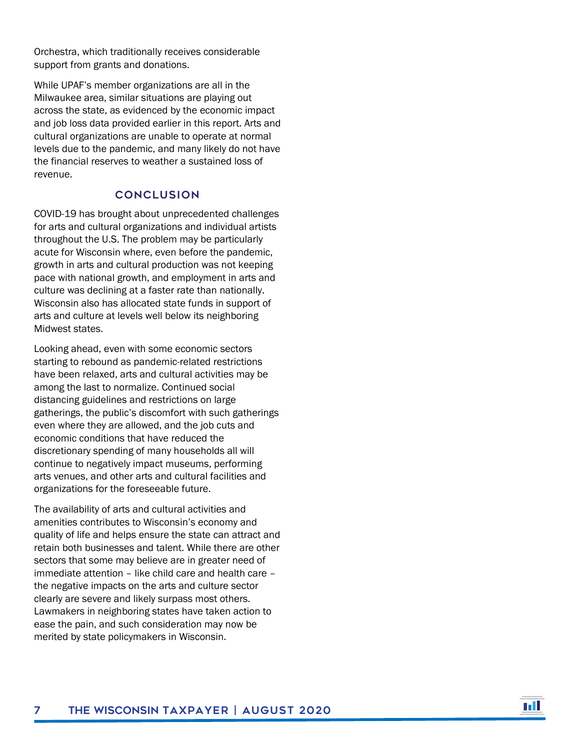Orchestra, which traditionally receives considerable support from grants and donations.

While UPAF's member organizations are all in the Milwaukee area, similar situations are playing out across the state, as evidenced by the economic impact and job loss data provided earlier in this report. Arts and cultural organizations are unable to operate at normal levels due to the pandemic, and many likely do not have the financial reserves to weather a sustained loss of revenue.

## CONCLUSION

COVID-19 has brought about unprecedented challenges for arts and cultural organizations and individual artists throughout the U.S. The problem may be particularly acute for Wisconsin where, even before the pandemic, growth in arts and cultural production was not keeping pace with national growth, and employment in arts and culture was declining at a faster rate than nationally. Wisconsin also has allocated state funds in support of arts and culture at levels well below its neighboring Midwest states.

Looking ahead, even with some economic sectors starting to rebound as pandemic-related restrictions have been relaxed, arts and cultural activities may be among the last to normalize. Continued social distancing guidelines and restrictions on large gatherings, the public's discomfort with such gatherings even where they are allowed, and the job cuts and economic conditions that have reduced the discretionary spending of many households all will continue to negatively impact museums, performing arts venues, and other arts and cultural facilities and organizations for the foreseeable future.

The availability of arts and cultural activities and amenities contributes to Wisconsin's economy and quality of life and helps ensure the state can attract and retain both businesses and talent. While there are other sectors that some may believe are in greater need of immediate attention – like child care and health care – the negative impacts on the arts and culture sector clearly are severe and likely surpass most others. Lawmakers in neighboring states have taken action to ease the pain, and such consideration may now be merited by state policymakers in Wisconsin.